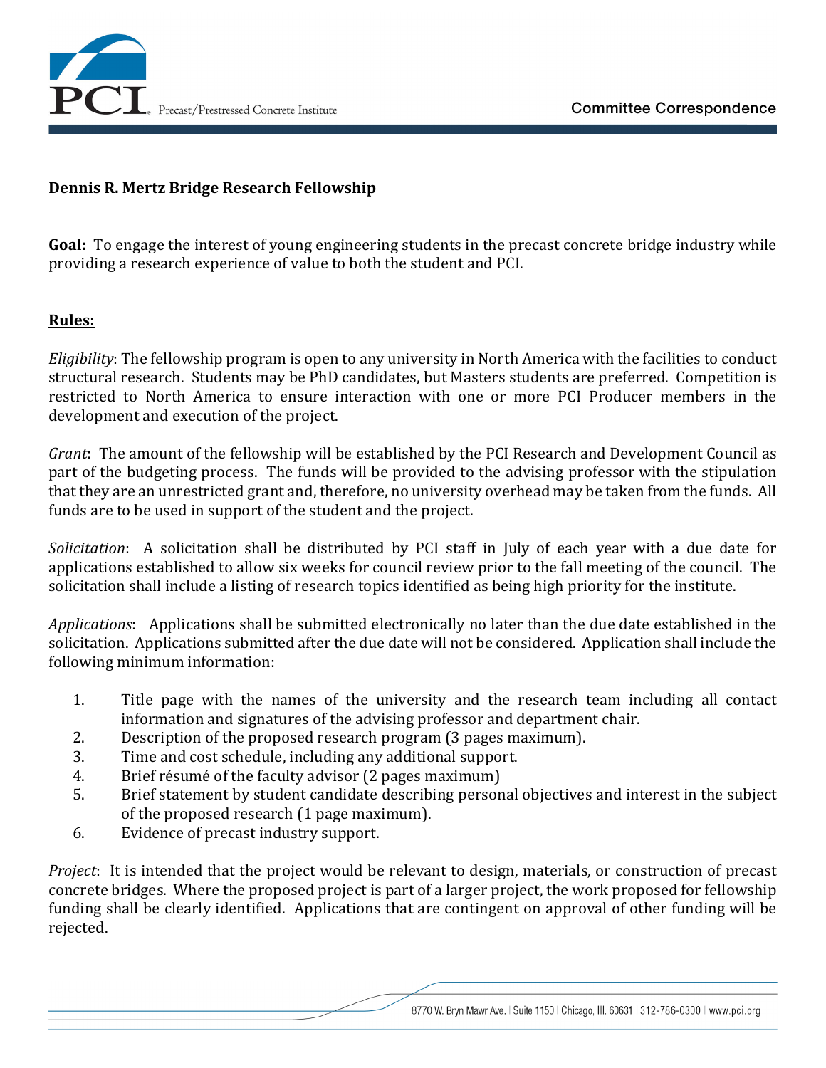**Dennis R. Mertz Bridge Research Fellowship**

**Goal:** To engage the interest of young engineering students in the precast concrete bridge industry while providing a research experience of value to both the student and PCI.

**Rules:**

*Eligibility*: The fellowship program is open to any university in North America with the facilities to conduct structural research. Students may be PhD candidates, but Masters students are preferred. Competition is restricted to North America to ensure interaction with one or more PCI Producer members in the development and execution of the project.

*Grant*: The amount of the fellowship will be established by the PCI Research and Development Council as part of the budgeting process. The funds will be provided to the advising professor with the stipulation that they are an unrestricted grant and, therefore, no university overhead may be taken from the funds. All funds are to be used in support of the student and the project.

*Solicitation*: A solicitation shall be distributed by PCI staff in July of each year with a due date for applications established to allow six weeks for council review prior to the fall meeting of the council. The solicitation shall include a listing of research topics identified as being high priority for the institute.

*Applications*: Applications shall be submitted electronically no later than the due date established in the solicitation. Applications submitted after the due date will not be considered. Application shall include the following minimum information:

1. Title page with the names of the university and the research team including all contact information and signatures of the advising professor and department chair.
2. Description of the proposed research program (3 pages maximum).
3. Time and cost schedule, including any additional support.
4. Brief résumé of the faculty advisor (2 pages maximum)
5. Brief statement by student candidate describing personal objectives and interest in the subject of the proposed research (1 page maximum).
6. Evidence of precast industry support.

*Project*: It is intended that the project would be relevant to design, materials, or construction of precast concrete bridges. Where the proposed project is part of a larger project, the work proposed for fellowship funding shall be clearly identified. Applications that are contingent on approval of other funding will be rejected.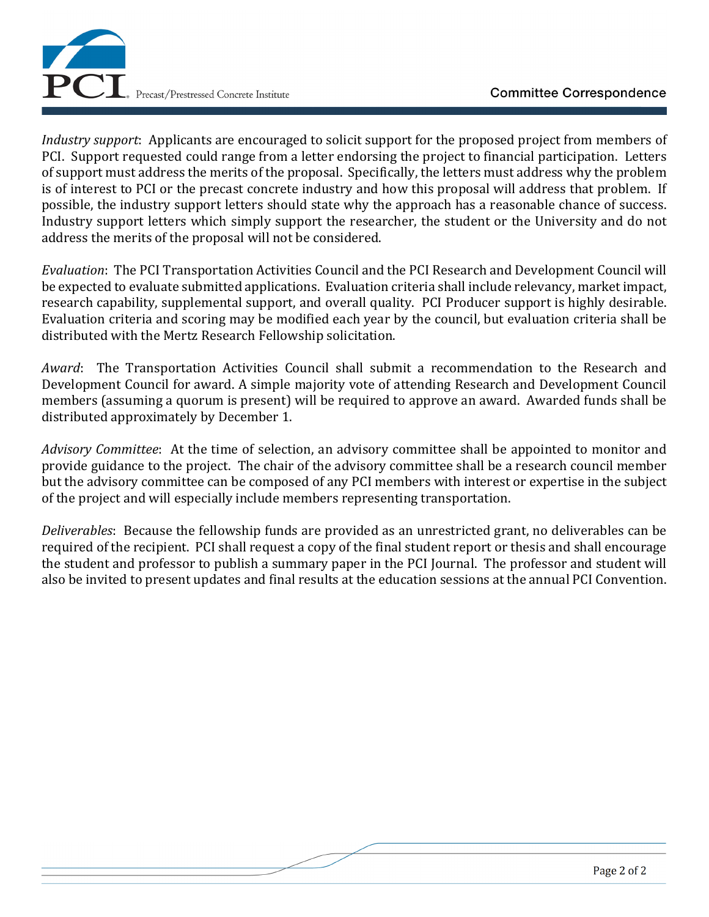*Industry support*: Applicants are encouraged to solicit support for the proposed project from members of PCI. Support requested could range from a letter endorsing the project to financial participation. Letters of support must address the merits of the proposal. Specifically, the letters must address why the problem is of interest to PCI or the precast concrete industry and how this proposal will address that problem. If possible, the industry support letters should state why the approach has a reasonable chance of success. Industry support letters which simply support the researcher, the student or the University and do not address the merits of the proposal will not be considered.

*Evaluation*: The PCI Transportation Activities Council and the PCI Research and Development Council will be expected to evaluate submitted applications. Evaluation criteria shall include relevancy, market impact, research capability, supplemental support, and overall quality. PCI Producer support is highly desirable. Evaluation criteria and scoring may be modified each year by the council, but evaluation criteria shall be distributed with the Mertz Research Fellowship solicitation.

*Award*: The Transportation Activities Council shall submit a recommendation to the Research and Development Council for award. A simple majority vote of attending Research and Development Council members (assuming a quorum is present) will be required to approve an award. Awarded funds shall be distributed approximately by December 1.

*Advisory Committee*: At the time of selection, an advisory committee shall be appointed to monitor and provide guidance to the project. The chair of the advisory committee shall be a research council member but the advisory committee can be composed of any PCI members with interest or expertise in the subject of the project and will especially include members representing transportation.

*Deliverables*: Because the fellowship funds are provided as an unrestricted grant, no deliverables can be required of the recipient. PCI shall request a copy of the final student report or thesis and shall encourage the student and professor to publish a summary paper in the PCI Journal. The professor and student will also be invited to present updates and final results at the education sessions at the annual PCI Convention.